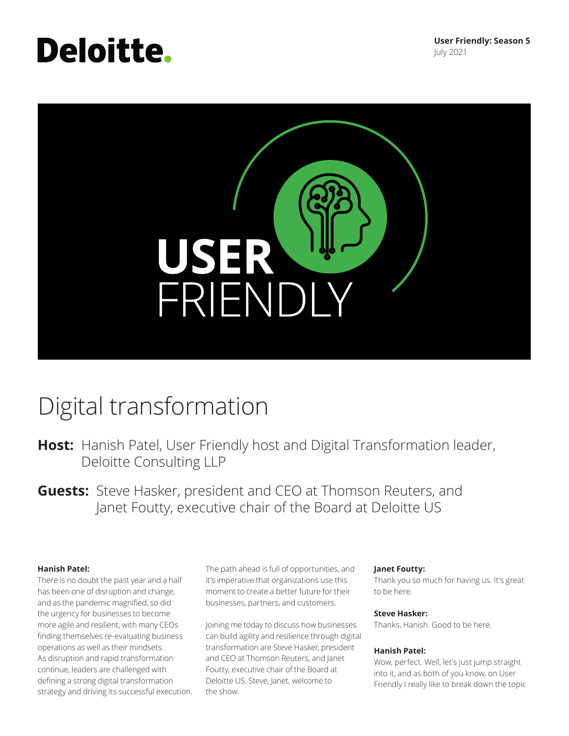Deloitte.

**User Friendly: Season 5**
July 2021

USER FRIENDLY

# Digital transformation

**Host:** Hanish Patel, User Friendly host and Digital Transformation leader, Deloitte Consulting LLP

**Guests:** Steve Hasker, president and CEO at Thomson Reuters, and Janet Foutty, executive chair of the Board at Deloitte US

**Hanish Patel:**
There is no doubt the past year and a half has been one of disruption and change, and as the pandemic magnified, so did the urgency for businesses to become more agile and resilient, with many CEOs finding themselves re-evaluating business operations as well as their mindsets. As disruption and rapid transformation continue, leaders are challenged with defining a strong digital transformation strategy and driving its successful execution. The path ahead is full of opportunities, and it's imperative that organizations use this moment to create a better future for their businesses, partners, and customers.

Joining me today to discuss how businesses can build agility and resilience through digital transformation are Steve Hasker, president and CEO at Thomson Reuters, and Janet Foutty, executive chair of the Board at Deloitte US. Steve, Janet, welcome to the show.

**Janet Foutty:**
Thank you so much for having us. It's great to be here.

**Steve Hasker:**
Thanks, Hanish. Good to be here.

**Hanish Patel:**
Wow, perfect. Well, let's just jump straight into it, and as both of you know, on User Friendly I really like to break down the topic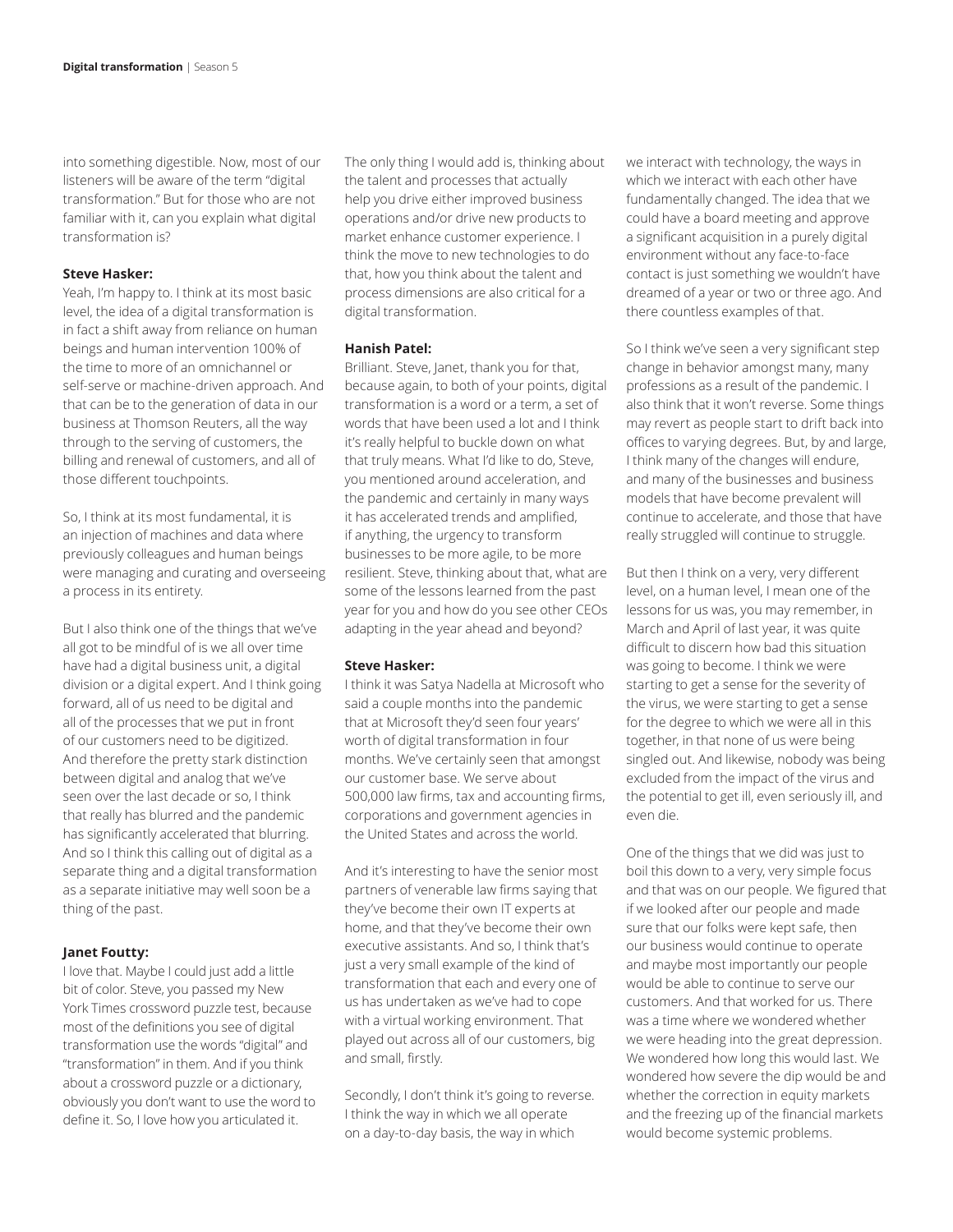into something digestible. Now, most of our listeners will be aware of the term "digital transformation." But for those who are not familiar with it, can you explain what digital transformation is?

**Steve Hasker:**

Yeah, I'm happy to. I think at its most basic level, the idea of a digital transformation is in fact a shift away from reliance on human beings and human intervention 100% of the time to more of an omnichannel or self-serve or machine-driven approach. And that can be to the generation of data in our business at Thomson Reuters, all the way through to the serving of customers, the billing and renewal of customers, and all of those different touchpoints.

So, I think at its most fundamental, it is an injection of machines and data where previously colleagues and human beings were managing and curating and overseeing a process in its entirety.

But I also think one of the things that we've all got to be mindful of is we all over time have had a digital business unit, a digital division or a digital expert. And I think going forward, all of us need to be digital and all of the processes that we put in front of our customers need to be digitized. And therefore the pretty stark distinction between digital and analog that we've seen over the last decade or so, I think that really has blurred and the pandemic has significantly accelerated that blurring. And so I think this calling out of digital as a separate thing and a digital transformation as a separate initiative may well soon be a thing of the past.

**Janet Foutty:**

I love that. Maybe I could just add a little bit of color. Steve, you passed my New York Times crossword puzzle test, because most of the definitions you see of digital transformation use the words "digital" and "transformation" in them. And if you think about a crossword puzzle or a dictionary, obviously you don't want to use the word to define it. So, I love how you articulated it.

The only thing I would add is, thinking about the talent and processes that actually help you drive either improved business operations and/or drive new products to market enhance customer experience. I think the move to new technologies to do that, how you think about the talent and process dimensions are also critical for a digital transformation.

**Hanish Patel:**

Brilliant. Steve, Janet, thank you for that, because again, to both of your points, digital transformation is a word or a term, a set of words that have been used a lot and I think it's really helpful to buckle down on what that truly means. What I'd like to do, Steve, you mentioned around acceleration, and the pandemic and certainly in many ways it has accelerated trends and amplified, if anything, the urgency to transform businesses to be more agile, to be more resilient. Steve, thinking about that, what are some of the lessons learned from the past year for you and how do you see other CEOs adapting in the year ahead and beyond?

**Steve Hasker:**

I think it was Satya Nadella at Microsoft who said a couple months into the pandemic that at Microsoft they'd seen four years' worth of digital transformation in four months. We've certainly seen that amongst our customer base. We serve about 500,000 law firms, tax and accounting firms, corporations and government agencies in the United States and across the world.

And it's interesting to have the senior most partners of venerable law firms saying that they've become their own IT experts at home, and that they've become their own executive assistants. And so, I think that's just a very small example of the kind of transformation that each and every one of us has undertaken as we've had to cope with a virtual working environment. That played out across all of our customers, big and small, firstly.

Secondly, I don't think it's going to reverse. I think the way in which we all operate on a day-to-day basis, the way in which we interact with technology, the ways in which we interact with each other have fundamentally changed. The idea that we could have a board meeting and approve a significant acquisition in a purely digital environment without any face-to-face contact is just something we wouldn't have dreamed of a year or two or three ago. And there countless examples of that.

So I think we've seen a very significant step change in behavior amongst many, many professions as a result of the pandemic. I also think that it won't reverse. Some things may revert as people start to drift back into offices to varying degrees. But, by and large, I think many of the changes will endure, and many of the businesses and business models that have become prevalent will continue to accelerate, and those that have really struggled will continue to struggle.

But then I think on a very, very different level, on a human level, I mean one of the lessons for us was, you may remember, in March and April of last year, it was quite difficult to discern how bad this situation was going to become. I think we were starting to get a sense for the severity of the virus, we were starting to get a sense for the degree to which we were all in this together, in that none of us were being singled out. And likewise, nobody was being excluded from the impact of the virus and the potential to get ill, even seriously ill, and even die.

One of the things that we did was just to boil this down to a very, very simple focus and that was on our people. We figured that if we looked after our people and made sure that our folks were kept safe, then our business would continue to operate and maybe most importantly our people would be able to continue to serve our customers. And that worked for us. There was a time where we wondered whether we were heading into the great depression. We wondered how long this would last. We wondered how severe the dip would be and whether the correction in equity markets and the freezing up of the financial markets would become systemic problems.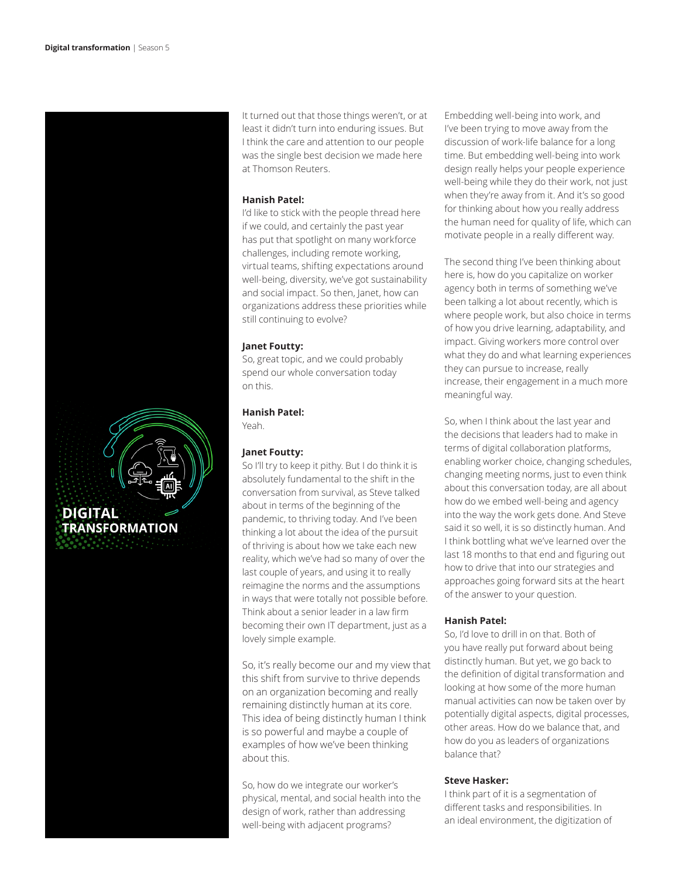It turned out that those things weren't, or at least it didn't turn into enduring issues. But I think the care and attention to our people was the single best decision we made here at Thomson Reuters.

**Hanish Patel:**
I'd like to stick with the people thread here if we could, and certainly the past year has put that spotlight on many workforce challenges, including remote working, virtual teams, shifting expectations around well-being, diversity, we've got sustainability and social impact. So then, Janet, how can organizations address these priorities while still continuing to evolve?

**Janet Foutty:**
So, great topic, and we could probably spend our whole conversation today on this.

**Hanish Patel:**
Yeah.

**Janet Foutty:**
So I'll try to keep it pithy. But I do think it is absolutely fundamental to the shift in the conversation from survival, as Steve talked about in terms of the beginning of the pandemic, to thriving today. And I've been thinking a lot about the idea of the pursuit of thriving is about how we take each new reality, which we've had so many of over the last couple of years, and using it to really reimagine the norms and the assumptions in ways that were totally not possible before. Think about a senior leader in a law firm becoming their own IT department, just as a lovely simple example.

So, it's really become our and my view that this shift from survive to thrive depends on an organization becoming and really remaining distinctly human at its core. This idea of being distinctly human I think is so powerful and maybe a couple of examples of how we've been thinking about this.

So, how do we integrate our worker's physical, mental, and social health into the design of work, rather than addressing well-being with adjacent programs? Embedding well-being into work, and I've been trying to move away from the discussion of work-life balance for a long time. But embedding well-being into work design really helps your people experience well-being while they do their work, not just when they're away from it. And it's so good for thinking about how you really address the human need for quality of life, which can motivate people in a really different way.

The second thing I've been thinking about here is, how do you capitalize on worker agency both in terms of something we've been talking a lot about recently, which is where people work, but also choice in terms of how you drive learning, adaptability, and impact. Giving workers more control over what they do and what learning experiences they can pursue to increase, really increase, their engagement in a much more meaningful way.

So, when I think about the last year and the decisions that leaders had to make in terms of digital collaboration platforms, enabling worker choice, changing schedules, changing meeting norms, just to even think about this conversation today, are all about how do we embed well-being and agency into the way the work gets done. And Steve said it so well, it is so distinctly human. And I think bottling what we've learned over the last 18 months to that end and figuring out how to drive that into our strategies and approaches going forward sits at the heart of the answer to your question.

**Hanish Patel:**
So, I'd love to drill in on that. Both of you have really put forward about being distinctly human. But yet, we go back to the definition of digital transformation and looking at how some of the more human manual activities can now be taken over by potentially digital aspects, digital processes, other areas. How do we balance that, and how do you as leaders of organizations balance that?

**Steve Hasker:**
I think part of it is a segmentation of different tasks and responsibilities. In an ideal environment, the digitization of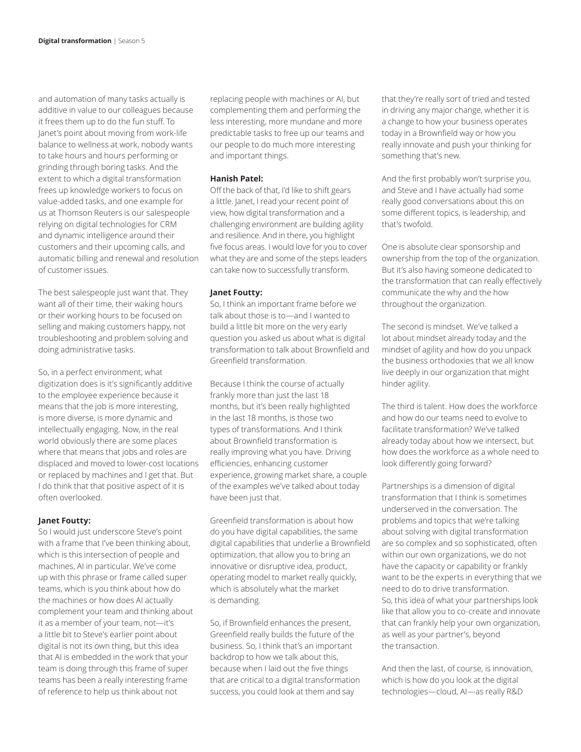and automation of many tasks actually is additive in value to our colleagues because it frees them up to do the fun stuff. To Janet's point about moving from work-life balance to wellness at work, nobody wants to take hours and hours performing or grinding through boring tasks. And the extent to which a digital transformation frees up knowledge workers to focus on value-added tasks, and one example for us at Thomson Reuters is our salespeople relying on digital technologies for CRM and dynamic intelligence around their customers and their upcoming calls, and automatic billing and renewal and resolution of customer issues.

The best salespeople just want that. They want all of their time, their waking hours or their working hours to be focused on selling and making customers happy, not troubleshooting and problem solving and doing administrative tasks.

So, in a perfect environment, what digitization does is it's significantly additive to the employee experience because it means that the job is more interesting, is more diverse, is more dynamic and intellectually engaging. Now, in the real world obviously there are some places where that means that jobs and roles are displaced and moved to lower-cost locations or replaced by machines and I get that. But I do think that that positive aspect of it is often overlooked.

**Janet Foutty:**
So I would just underscore Steve's point with a frame that I've been thinking about, which is this intersection of people and machines, AI in particular. We've come up with this phrase or frame called super teams, which is you think about how do the machines or how does AI actually complement your team and thinking about it as a member of your team, not—it's a little bit to Steve's earlier point about digital is not its own thing, but this idea that AI is embedded in the work that your team is doing through this frame of super teams has been a really interesting frame of reference to help us think about not replacing people with machines or AI, but complementing them and performing the less interesting, more mundane and more predictable tasks to free up our teams and our people to do much more interesting and important things.

**Hanish Patel:**
Off the back of that, I'd like to shift gears a little. Janet, I read your recent point of view, how digital transformation and a challenging environment are building agility and resilience. And in there, you highlight five focus areas. I would love for you to cover what they are and some of the steps leaders can take now to successfully transform.

**Janet Foutty:**
So, I think an important frame before we talk about those is to—and I wanted to build a little bit more on the very early question you asked us about what is digital transformation to talk about Brownfield and Greenfield transformation.

Because I think the course of actually frankly more than just the last 18 months, but it's been really highlighted in the last 18 months, is those two types of transformations. And I think about Brownfield transformation is really improving what you have. Driving efficiencies, enhancing customer experience, growing market share, a couple of the examples we've talked about today have been just that.

Greenfield transformation is about how do you have digital capabilities, the same digital capabilities that underlie a Brownfield optimization, that allow you to bring an innovative or disruptive idea, product, operating model to market really quickly, which is absolutely what the market is demanding.

So, if Brownfield enhances the present, Greenfield really builds the future of the business. So, I think that's an important backdrop to how we talk about this, because when I laid out the five things that are critical to a digital transformation success, you could look at them and say that they're really sort of tried and tested in driving any major change, whether it is a change to how your business operates today in a Brownfield way or how you really innovate and push your thinking for something that's new.

And the first probably won't surprise you, and Steve and I have actually had some really good conversations about this on some different topics, is leadership, and that's twofold.

One is absolute clear sponsorship and ownership from the top of the organization. But it's also having someone dedicated to the transformation that can really effectively communicate the why and the how throughout the organization.

The second is mindset. We've talked a lot about mindset already today and the mindset of agility and how do you unpack the business orthodoxies that we all know live deeply in our organization that might hinder agility.

The third is talent. How does the workforce and how do our teams need to evolve to facilitate transformation? We've talked already today about how we intersect, but how does the workforce as a whole need to look differently going forward?

Partnerships is a dimension of digital transformation that I think is sometimes underserved in the conversation. The problems and topics that we're talking about solving with digital transformation are so complex and so sophisticated, often within our own organizations, we do not have the capacity or capability or frankly want to be the experts in everything that we need to do to drive transformation. So, this idea of what your partnerships look like that allow you to co-create and innovate that can frankly help your own organization, as well as your partner's, beyond the transaction.

And then the last, of course, is innovation, which is how do you look at the digital technologies—cloud, AI—as really R&D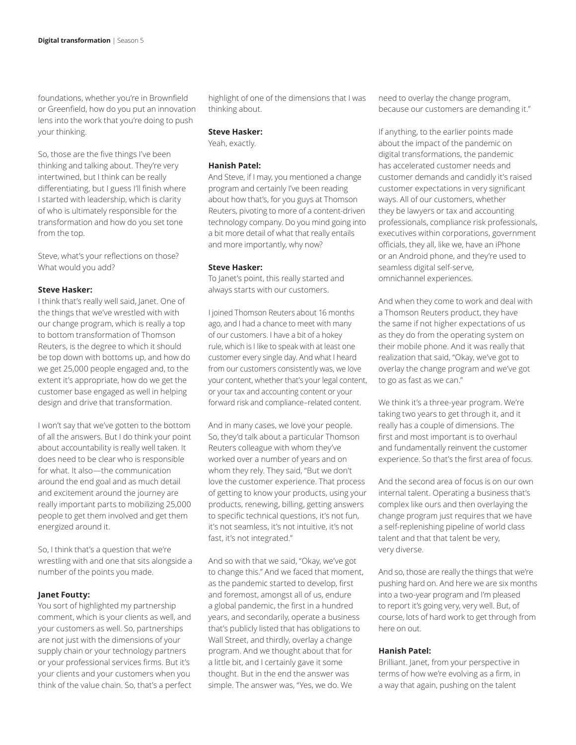foundations, whether you're in Brownfield or Greenfield, how do you put an innovation lens into the work that you're doing to push your thinking.

So, those are the five things I've been thinking and talking about. They're very intertwined, but I think can be really differentiating, but I guess I'll finish where I started with leadership, which is clarity of who is ultimately responsible for the transformation and how do you set tone from the top.

Steve, what's your reflections on those? What would you add?

**Steve Hasker:**
I think that's really well said, Janet. One of the things that we've wrestled with with our change program, which is really a top to bottom transformation of Thomson Reuters, is the degree to which it should be top down with bottoms up, and how do we get 25,000 people engaged and, to the extent it's appropriate, how do we get the customer base engaged as well in helping design and drive that transformation.

I won't say that we've gotten to the bottom of all the answers. But I do think your point about accountability is really well taken. It does need to be clear who is responsible for what. It also—the communication around the end goal and as much detail and excitement around the journey are really important parts to mobilizing 25,000 people to get them involved and get them energized around it.

So, I think that's a question that we're wrestling with and one that sits alongside a number of the points you made.

**Janet Foutty:**
You sort of highlighted my partnership comment, which is your clients as well, and your customers as well. So, partnerships are not just with the dimensions of your supply chain or your technology partners or your professional services firms. But it's your clients and your customers when you think of the value chain. So, that's a perfect highlight of one of the dimensions that I was thinking about.

**Steve Hasker:**
Yeah, exactly.

**Hanish Patel:**
And Steve, if I may, you mentioned a change program and certainly I've been reading about how that's, for you guys at Thomson Reuters, pivoting to more of a content-driven technology company. Do you mind going into a bit more detail of what that really entails and more importantly, why now?

**Steve Hasker:**
To Janet's point, this really started and always starts with our customers.

I joined Thomson Reuters about 16 months ago, and I had a chance to meet with many of our customers. I have a bit of a hokey rule, which is I like to speak with at least one customer every single day. And what I heard from our customers consistently was, we love your content, whether that's your legal content, or your tax and accounting content or your forward risk and compliance–related content.

And in many cases, we love your people. So, they'd talk about a particular Thomson Reuters colleague with whom they've worked over a number of years and on whom they rely. They said, "But we don't love the customer experience. That process of getting to know your products, using your products, renewing, billing, getting answers to specific technical questions, it's not fun, it's not seamless, it's not intuitive, it's not fast, it's not integrated."

And so with that we said, "Okay, we've got to change this." And we faced that moment, as the pandemic started to develop, first and foremost, amongst all of us, endure a global pandemic, the first in a hundred years, and secondarily, operate a business that's publicly listed that has obligations to Wall Street, and thirdly, overlay a change program. And we thought about that for a little bit, and I certainly gave it some thought. But in the end the answer was simple. The answer was, "Yes, we do. We need to overlay the change program, because our customers are demanding it."

If anything, to the earlier points made about the impact of the pandemic on digital transformations, the pandemic has accelerated customer needs and customer demands and candidly it's raised customer expectations in very significant ways. All of our customers, whether they be lawyers or tax and accounting professionals, compliance risk professionals, executives within corporations, government officials, they all, like we, have an iPhone or an Android phone, and they're used to seamless digital self-serve, omnichannel experiences.

And when they come to work and deal with a Thomson Reuters product, they have the same if not higher expectations of us as they do from the operating system on their mobile phone. And it was really that realization that said, "Okay, we've got to overlay the change program and we've got to go as fast as we can."

We think it's a three-year program. We're taking two years to get through it, and it really has a couple of dimensions. The first and most important is to overhaul and fundamentally reinvent the customer experience. So that's the first area of focus.

And the second area of focus is on our own internal talent. Operating a business that's complex like ours and then overlaying the change program just requires that we have a self-replenishing pipeline of world class talent and that that talent be very, very diverse.

And so, those are really the things that we're pushing hard on. And here we are six months into a two-year program and I'm pleased to report it's going very, very well. But, of course, lots of hard work to get through from here on out.

**Hanish Patel:**
Brilliant. Janet, from your perspective in terms of how we're evolving as a firm, in a way that again, pushing on the talent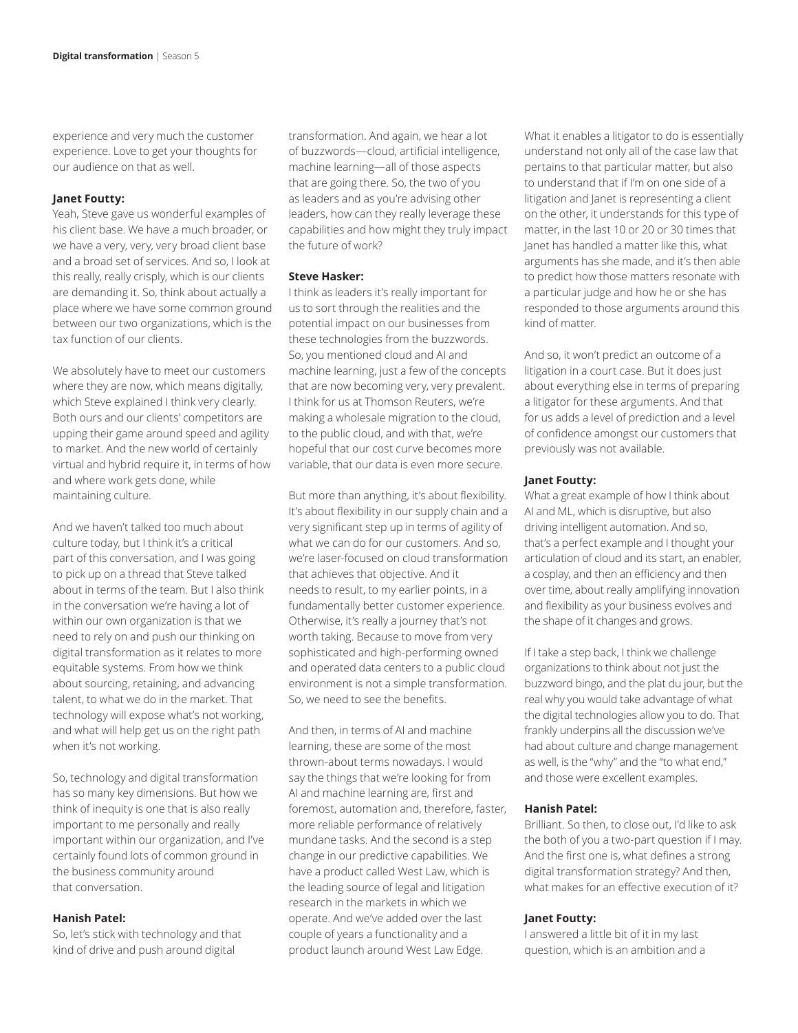experience and very much the customer experience. Love to get your thoughts for our audience on that as well.

**Janet Foutty:**

Yeah, Steve gave us wonderful examples of his client base. We have a much broader, or we have a very, very, very broad client base and a broad set of services. And so, I look at this really, really crisply, which is our clients are demanding it. So, think about actually a place where we have some common ground between our two organizations, which is the tax function of our clients.

We absolutely have to meet our customers where they are now, which means digitally, which Steve explained I think very clearly. Both ours and our clients' competitors are upping their game around speed and agility to market. And the new world of certainly virtual and hybrid require it, in terms of how and where work gets done, while maintaining culture.

And we haven't talked too much about culture today, but I think it's a critical part of this conversation, and I was going to pick up on a thread that Steve talked about in terms of the team. But I also think in the conversation we're having a lot of within our own organization is that we need to rely on and push our thinking on digital transformation as it relates to more equitable systems. From how we think about sourcing, retaining, and advancing talent, to what we do in the market. That technology will expose what's not working, and what will help get us on the right path when it's not working.

So, technology and digital transformation has so many key dimensions. But how we think of inequity is one that is also really important to me personally and really important within our organization, and I've certainly found lots of common ground in the business community around that conversation.

**Hanish Patel:**

So, let's stick with technology and that kind of drive and push around digital transformation. And again, we hear a lot of buzzwords—cloud, artificial intelligence, machine learning—all of those aspects that are going there. So, the two of you as leaders and as you're advising other leaders, how can they really leverage these capabilities and how might they truly impact the future of work?

**Steve Hasker:**

I think as leaders it's really important for us to sort through the realities and the potential impact on our businesses from these technologies from the buzzwords. So, you mentioned cloud and AI and machine learning, just a few of the concepts that are now becoming very, very prevalent. I think for us at Thomson Reuters, we're making a wholesale migration to the cloud, to the public cloud, and with that, we're hopeful that our cost curve becomes more variable, that our data is even more secure.

But more than anything, it's about flexibility. It's about flexibility in our supply chain and a very significant step up in terms of agility of what we can do for our customers. And so, we're laser-focused on cloud transformation that achieves that objective. And it needs to result, to my earlier points, in a fundamentally better customer experience. Otherwise, it's really a journey that's not worth taking. Because to move from very sophisticated and high-performing owned and operated data centers to a public cloud environment is not a simple transformation. So, we need to see the benefits.

And then, in terms of AI and machine learning, these are some of the most thrown-about terms nowadays. I would say the things that we're looking for from AI and machine learning are, first and foremost, automation and, therefore, faster, more reliable performance of relatively mundane tasks. And the second is a step change in our predictive capabilities. We have a product called West Law, which is the leading source of legal and litigation research in the markets in which we operate. And we've added over the last couple of years a functionality and a product launch around West Law Edge. What it enables a litigator to do is essentially understand not only all of the case law that pertains to that particular matter, but also to understand that if I'm on one side of a litigation and Janet is representing a client on the other, it understands for this type of matter, in the last 10 or 20 or 30 times that Janet has handled a matter like this, what arguments has she made, and it's then able to predict how those matters resonate with a particular judge and how he or she has responded to those arguments around this kind of matter.

And so, it won't predict an outcome of a litigation in a court case. But it does just about everything else in terms of preparing a litigator for these arguments. And that for us adds a level of prediction and a level of confidence amongst our customers that previously was not available.

**Janet Foutty:**

What a great example of how I think about AI and ML, which is disruptive, but also driving intelligent automation. And so, that's a perfect example and I thought your articulation of cloud and its start, an enabler, a cosplay, and then an efficiency and then over time, about really amplifying innovation and flexibility as your business evolves and the shape of it changes and grows.

If I take a step back, I think we challenge organizations to think about not just the buzzword bingo, and the plat du jour, but the real why you would take advantage of what the digital technologies allow you to do. That frankly underpins all the discussion we've had about culture and change management as well, is the "why" and the "to what end," and those were excellent examples.

**Hanish Patel:**

Brilliant. So then, to close out, I'd like to ask the both of you a two-part question if I may. And the first one is, what defines a strong digital transformation strategy? And then, what makes for an effective execution of it?

**Janet Foutty:**

I answered a little bit of it in my last question, which is an ambition and a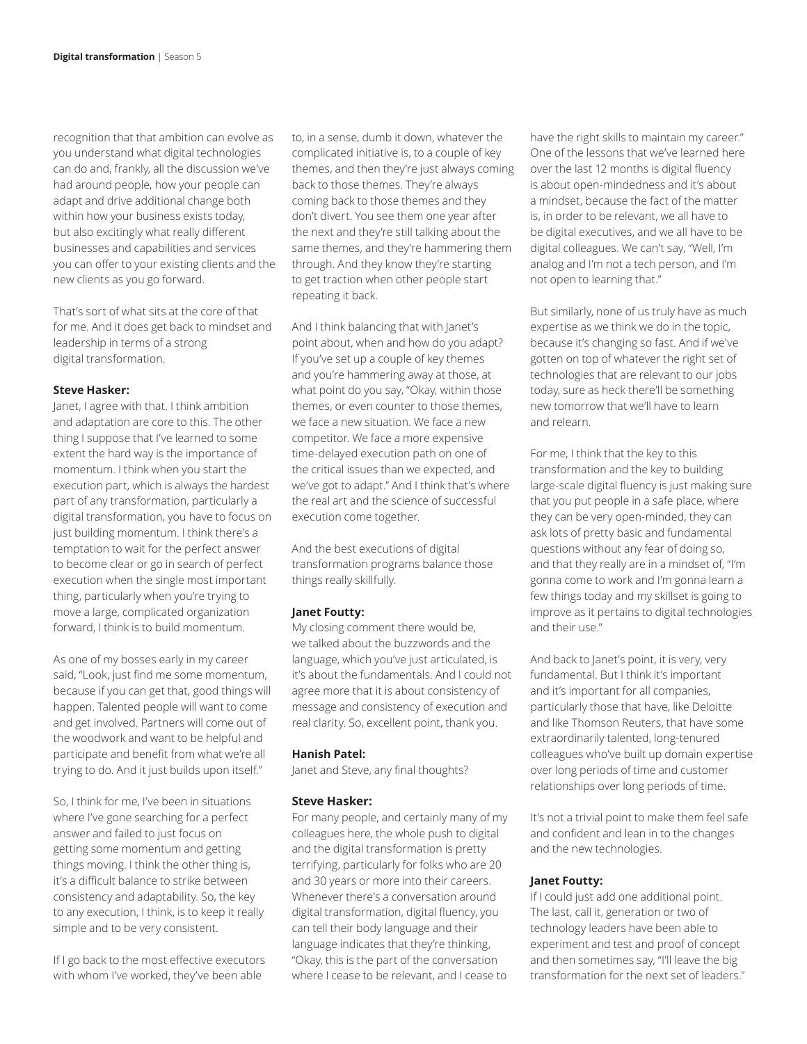recognition that that ambition can evolve as you understand what digital technologies can do and, frankly, all the discussion we've had around people, how your people can adapt and drive additional change both within how your business exists today, but also excitingly what really different businesses and capabilities and services you can offer to your existing clients and the new clients as you go forward.

That's sort of what sits at the core of that for me. And it does get back to mindset and leadership in terms of a strong digital transformation.

**Steve Hasker:**
Janet, I agree with that. I think ambition and adaptation are core to this. The other thing I suppose that I've learned to some extent the hard way is the importance of momentum. I think when you start the execution part, which is always the hardest part of any transformation, particularly a digital transformation, you have to focus on just building momentum. I think there's a temptation to wait for the perfect answer to become clear or go in search of perfect execution when the single most important thing, particularly when you're trying to move a large, complicated organization forward, I think is to build momentum.

As one of my bosses early in my career said, "Look, just find me some momentum, because if you can get that, good things will happen. Talented people will want to come and get involved. Partners will come out of the woodwork and want to be helpful and participate and benefit from what we're all trying to do. And it just builds upon itself."

So, I think for me, I've been in situations where I've gone searching for a perfect answer and failed to just focus on getting some momentum and getting things moving. I think the other thing is, it's a difficult balance to strike between consistency and adaptability. So, the key to any execution, I think, is to keep it really simple and to be very consistent.

If I go back to the most effective executors with whom I've worked, they've been able to, in a sense, dumb it down, whatever the complicated initiative is, to a couple of key themes, and then they're just always coming back to those themes. They're always coming back to those themes and they don't divert. You see them one year after the next and they're still talking about the same themes, and they're hammering them through. And they know they're starting to get traction when other people start repeating it back.

And I think balancing that with Janet's point about, when and how do you adapt? If you've set up a couple of key themes and you're hammering away at those, at what point do you say, "Okay, within those themes, or even counter to those themes, we face a new situation. We face a new competitor. We face a more expensive time-delayed execution path on one of the critical issues than we expected, and we've got to adapt." And I think that's where the real art and the science of successful execution come together.

And the best executions of digital transformation programs balance those things really skillfully.

**Janet Foutty:**
My closing comment there would be, we talked about the buzzwords and the language, which you've just articulated, is it's about the fundamentals. And I could not agree more that it is about consistency of message and consistency of execution and real clarity. So, excellent point, thank you.

**Hanish Patel:**
Janet and Steve, any final thoughts?

**Steve Hasker:**
For many people, and certainly many of my colleagues here, the whole push to digital and the digital transformation is pretty terrifying, particularly for folks who are 20 and 30 years or more into their careers. Whenever there's a conversation around digital transformation, digital fluency, you can tell their body language and their language indicates that they're thinking, "Okay, this is the part of the conversation where I cease to be relevant, and I cease to have the right skills to maintain my career." One of the lessons that we've learned here over the last 12 months is digital fluency is about open-mindedness and it's about a mindset, because the fact of the matter is, in order to be relevant, we all have to be digital executives, and we all have to be digital colleagues. We can't say, "Well, I'm analog and I'm not a tech person, and I'm not open to learning that."

But similarly, none of us truly have as much expertise as we think we do in the topic, because it's changing so fast. And if we've gotten on top of whatever the right set of technologies that are relevant to our jobs today, sure as heck there'll be something new tomorrow that we'll have to learn and relearn.

For me, I think that the key to this transformation and the key to building large-scale digital fluency is just making sure that you put people in a safe place, where they can be very open-minded, they can ask lots of pretty basic and fundamental questions without any fear of doing so, and that they really are in a mindset of, "I'm gonna come to work and I'm gonna learn a few things today and my skillset is going to improve as it pertains to digital technologies and their use."

And back to Janet's point, it is very, very fundamental. But I think it's important and it's important for all companies, particularly those that have, like Deloitte and like Thomson Reuters, that have some extraordinarily talented, long-tenured colleagues who've built up domain expertise over long periods of time and customer relationships over long periods of time.

It's not a trivial point to make them feel safe and confident and lean in to the changes and the new technologies.

**Janet Foutty:**
If I could just add one additional point. The last, call it, generation or two of technology leaders have been able to experiment and test and proof of concept and then sometimes say, "I'll leave the big transformation for the next set of leaders."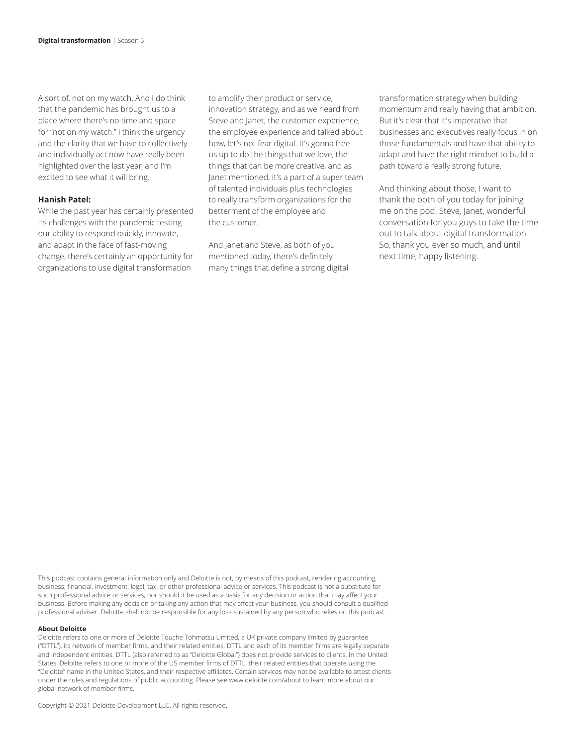A sort of, not on my watch. And I do think that the pandemic has brought us to a place where there's no time and space for "not on my watch." I think the urgency and the clarity that we have to collectively and individually act now have really been highlighted over the last year, and I'm excited to see what it will bring.

**Hanish Patel:**

While the past year has certainly presented its challenges with the pandemic testing our ability to respond quickly, innovate, and adapt in the face of fast-moving change, there's certainly an opportunity for organizations to use digital transformation to amplify their product or service, innovation strategy, and as we heard from Steve and Janet, the customer experience, the employee experience and talked about how, let's not fear digital. It's gonna free us up to do the things that we love, the things that can be more creative, and as Janet mentioned, it's a part of a super team of talented individuals plus technologies to really transform organizations for the betterment of the employee and the customer.

And Janet and Steve, as both of you mentioned today, there's definitely many things that define a strong digital transformation strategy when building momentum and really having that ambition. But it's clear that it's imperative that businesses and executives really focus in on those fundamentals and have that ability to adapt and have the right mindset to build a path toward a really strong future.

And thinking about those, I want to thank the both of you today for joining me on the pod. Steve, Janet, wonderful conversation for you guys to take the time out to talk about digital transformation. So, thank you ever so much, and until next time, happy listening.

This podcast contains general information only and Deloitte is not, by means of this podcast, rendering accounting, business, financial, investment, legal, tax, or other professional advice or services. This podcast is not a substitute for such professional advice or services, nor should it be used as a basis for any decision or action that may affect your business. Before making any decision or taking any action that may affect your business, you should consult a qualified professional adviser. Deloitte shall not be responsible for any loss sustained by any person who relies on this podcast.

**About Deloitte**

Deloitte refers to one or more of Deloitte Touche Tohmatsu Limited, a UK private company limited by guarantee ("DTTL"), its network of member firms, and their related entities. DTTL and each of its member firms are legally separate and independent entities. DTTL (also referred to as "Deloitte Global") does not provide services to clients. In the United States, Deloitte refers to one or more of the US member firms of DTTL, their related entities that operate using the "Deloitte" name in the United States, and their respective affiliates. Certain services may not be available to attest clients under the rules and regulations of public accounting. Please see www.deloitte.com/about to learn more about our global network of member firms.

Copyright © 2021 Deloitte Development LLC. All rights reserved.